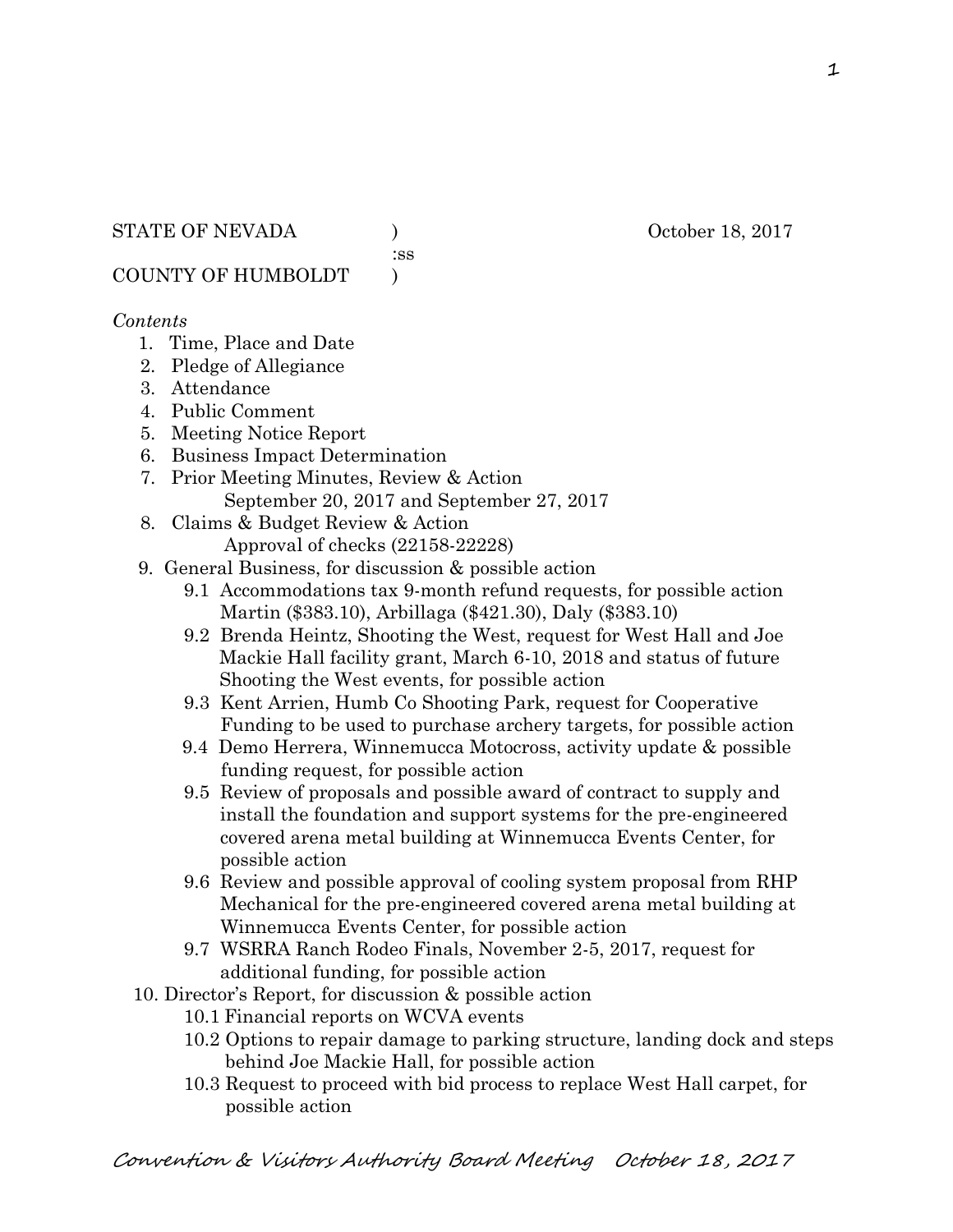STATE OF NEVADA ) October 18, 2017
:ss
COUNTY OF HUMBOLDT )

*Contents*

1. Time, Place and Date
2. Pledge of Allegiance
3. Attendance
4. Public Comment
5. Meeting Notice Report
6. Business Impact Determination
7. Prior Meeting Minutes, Review & Action
   September 20, 2017 and September 27, 2017
8. Claims & Budget Review & Action
   Approval of checks (22158-22228)
9. General Business, for discussion & possible action
   - 9.1 Accommodations tax 9-month refund requests, for possible action Martin ($383.10), Arbillaga ($421.30), Daly ($383.10)
   - 9.2 Brenda Heintz, Shooting the West, request for West Hall and Joe Mackie Hall facility grant, March 6-10, 2018 and status of future Shooting the West events, for possible action
   - 9.3 Kent Arrien, Humb Co Shooting Park, request for Cooperative Funding to be used to purchase archery targets, for possible action
   - 9.4 Demo Herrera, Winnemucca Motocross, activity update & possible funding request, for possible action
   - 9.5 Review of proposals and possible award of contract to supply and install the foundation and support systems for the pre-engineered covered arena metal building at Winnemucca Events Center, for possible action
   - 9.6 Review and possible approval of cooling system proposal from RHP Mechanical for the pre-engineered covered arena metal building at Winnemucca Events Center, for possible action
   - 9.7 WSRRA Ranch Rodeo Finals, November 2-5, 2017, request for additional funding, for possible action
10. Director's Report, for discussion & possible action
    - 10.1 Financial reports on WCVA events
    - 10.2 Options to repair damage to parking structure, landing dock and steps behind Joe Mackie Hall, for possible action
    - 10.3 Request to proceed with bid process to replace West Hall carpet, for possible action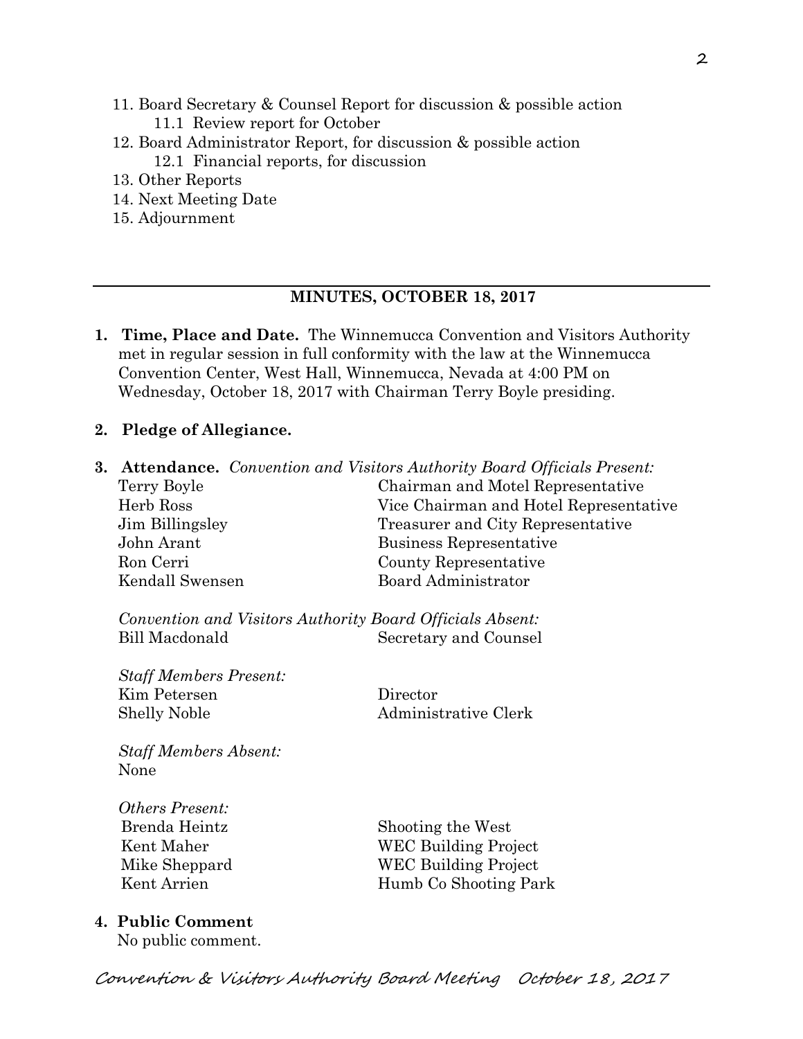11. Board Secretary & Counsel Report for discussion & possible action
    11.1 Review report for October
12. Board Administrator Report, for discussion & possible action
    12.1 Financial reports, for discussion
13. Other Reports
14. Next Meeting Date
15. Adjournment

---

## MINUTES, OCTOBER 18, 2017

**1. Time, Place and Date.** The Winnemucca Convention and Visitors Authority met in regular session in full conformity with the law at the Winnemucca Convention Center, West Hall, Winnemucca, Nevada at 4:00 PM on Wednesday, October 18, 2017 with Chairman Terry Boyle presiding.

**2. Pledge of Allegiance.**

**3. Attendance.** *Convention and Visitors Authority Board Officials Present:*

| | |
|---|---|
| Terry Boyle | Chairman and Motel Representative |
| Herb Ross | Vice Chairman and Hotel Representative |
| Jim Billingsley | Treasurer and City Representative |
| John Arant | Business Representative |
| Ron Cerri | County Representative |
| Kendall Swensen | Board Administrator |

*Convention and Visitors Authority Board Officials Absent:*

| | |
|---|---|
| Bill Macdonald | Secretary and Counsel |

*Staff Members Present:*

| | |
|---|---|
| Kim Petersen | Director |
| Shelly Noble | Administrative Clerk |

*Staff Members Absent:*
None

*Others Present:*

| | |
|---|---|
| Brenda Heintz | Shooting the West |
| Kent Maher | WEC Building Project |
| Mike Sheppard | WEC Building Project |
| Kent Arrien | Humb Co Shooting Park |

**4. Public Comment**
No public comment.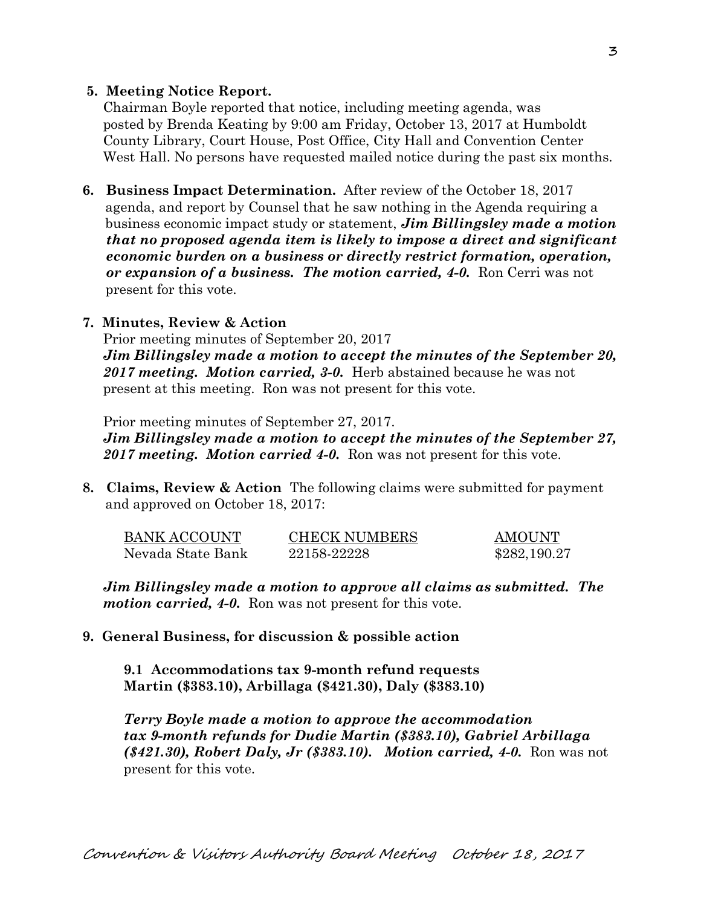**5. Meeting Notice Report.**

Chairman Boyle reported that notice, including meeting agenda, was posted by Brenda Keating by 9:00 am Friday, October 13, 2017 at Humboldt County Library, Court House, Post Office, City Hall and Convention Center West Hall. No persons have requested mailed notice during the past six months.

**6. Business Impact Determination.** After review of the October 18, 2017 agenda, and report by Counsel that he saw nothing in the Agenda requiring a business economic impact study or statement, ***Jim Billingsley made a motion that no proposed agenda item is likely to impose a direct and significant economic burden on a business or directly restrict formation, operation, or expansion of a business. The motion carried, 4-0.*** Ron Cerri was not present for this vote.

**7. Minutes, Review & Action**

Prior meeting minutes of September 20, 2017

***Jim Billingsley made a motion to accept the minutes of the September 20, 2017 meeting. Motion carried, 3-0.*** Herb abstained because he was not present at this meeting. Ron was not present for this vote.

Prior meeting minutes of September 27, 2017.

***Jim Billingsley made a motion to accept the minutes of the September 27, 2017 meeting. Motion carried 4-0.*** Ron was not present for this vote.

**8. Claims, Review & Action** The following claims were submitted for payment and approved on October 18, 2017:

| BANK ACCOUNT | CHECK NUMBERS | AMOUNT |
|---|---|---|
| Nevada State Bank | 22158-22228 | $282,190.27 |

***Jim Billingsley made a motion to approve all claims as submitted. The motion carried, 4-0.*** Ron was not present for this vote.

**9. General Business, for discussion & possible action**

**9.1 Accommodations tax 9-month refund requests Martin ($383.10), Arbillaga ($421.30), Daly ($383.10)**

***Terry Boyle made a motion to approve the accommodation tax 9-month refunds for Dudie Martin ($383.10), Gabriel Arbillaga ($421.30), Robert Daly, Jr ($383.10). Motion carried, 4-0.*** Ron was not present for this vote.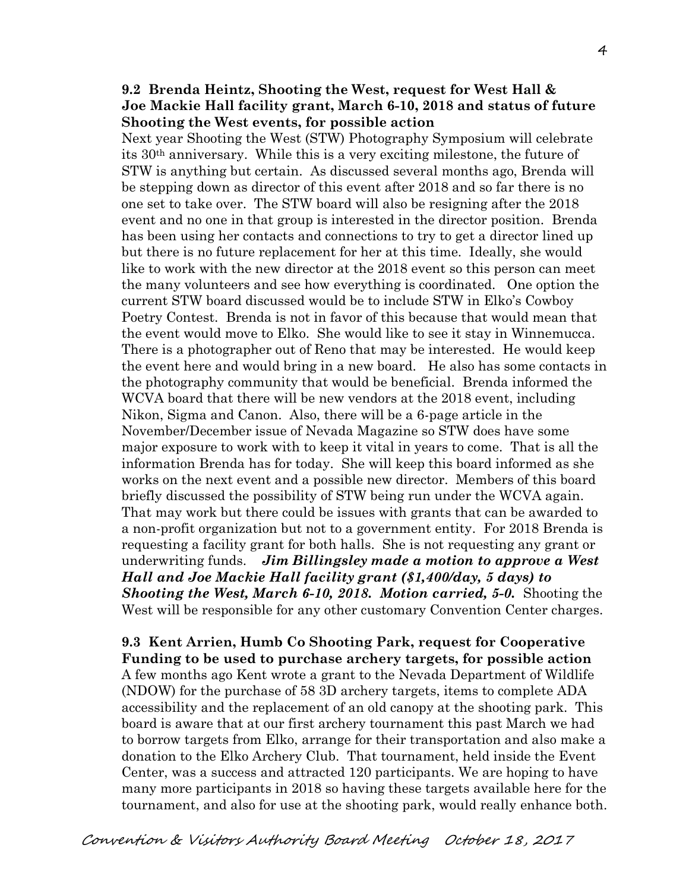**9.2 Brenda Heintz, Shooting the West, request for West Hall & Joe Mackie Hall facility grant, March 6-10, 2018 and status of future Shooting the West events, for possible action**

Next year Shooting the West (STW) Photography Symposium will celebrate its 30th anniversary. While this is a very exciting milestone, the future of STW is anything but certain. As discussed several months ago, Brenda will be stepping down as director of this event after 2018 and so far there is no one set to take over. The STW board will also be resigning after the 2018 event and no one in that group is interested in the director position. Brenda has been using her contacts and connections to try to get a director lined up but there is no future replacement for her at this time. Ideally, she would like to work with the new director at the 2018 event so this person can meet the many volunteers and see how everything is coordinated. One option the current STW board discussed would be to include STW in Elko's Cowboy Poetry Contest. Brenda is not in favor of this because that would mean that the event would move to Elko. She would like to see it stay in Winnemucca. There is a photographer out of Reno that may be interested. He would keep the event here and would bring in a new board. He also has some contacts in the photography community that would be beneficial. Brenda informed the WCVA board that there will be new vendors at the 2018 event, including Nikon, Sigma and Canon. Also, there will be a 6-page article in the November/December issue of Nevada Magazine so STW does have some major exposure to work with to keep it vital in years to come. That is all the information Brenda has for today. She will keep this board informed as she works on the next event and a possible new director. Members of this board briefly discussed the possibility of STW being run under the WCVA again. That may work but there could be issues with grants that can be awarded to a non-profit organization but not to a government entity. For 2018 Brenda is requesting a facility grant for both halls. She is not requesting any grant or underwriting funds. ***Jim Billingsley made a motion to approve a West Hall and Joe Mackie Hall facility grant ($1,400/day, 5 days) to Shooting the West, March 6-10, 2018. Motion carried, 5-0.*** Shooting the West will be responsible for any other customary Convention Center charges.

**9.3 Kent Arrien, Humb Co Shooting Park, request for Cooperative Funding to be used to purchase archery targets, for possible action**

A few months ago Kent wrote a grant to the Nevada Department of Wildlife (NDOW) for the purchase of 58 3D archery targets, items to complete ADA accessibility and the replacement of an old canopy at the shooting park. This board is aware that at our first archery tournament this past March we had to borrow targets from Elko, arrange for their transportation and also make a donation to the Elko Archery Club. That tournament, held inside the Event Center, was a success and attracted 120 participants. We are hoping to have many more participants in 2018 so having these targets available here for the tournament, and also for use at the shooting park, would really enhance both.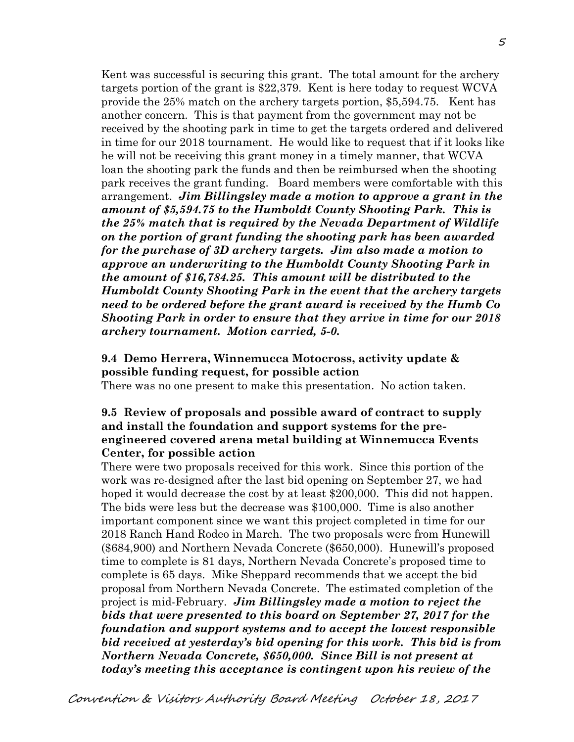Kent was successful is securing this grant. The total amount for the archery targets portion of the grant is $22,379. Kent is here today to request WCVA provide the 25% match on the archery targets portion, $5,594.75. Kent has another concern. This is that payment from the government may not be received by the shooting park in time to get the targets ordered and delivered in time for our 2018 tournament. He would like to request that if it looks like he will not be receiving this grant money in a timely manner, that WCVA loan the shooting park the funds and then be reimbursed when the shooting park receives the grant funding. Board members were comfortable with this arrangement. ***Jim Billingsley made a motion to approve a grant in the amount of $5,594.75 to the Humboldt County Shooting Park. This is the 25% match that is required by the Nevada Department of Wildlife on the portion of grant funding the shooting park has been awarded for the purchase of 3D archery targets. Jim also made a motion to approve an underwriting to the Humboldt County Shooting Park in the amount of $16,784.25. This amount will be distributed to the Humboldt County Shooting Park in the event that the archery targets need to be ordered before the grant award is received by the Humb Co Shooting Park in order to ensure that they arrive in time for our 2018 archery tournament. Motion carried, 5-0.***

**9.4 Demo Herrera, Winnemucca Motocross, activity update & possible funding request, for possible action**

There was no one present to make this presentation. No action taken.

**9.5 Review of proposals and possible award of contract to supply and install the foundation and support systems for the pre-engineered covered arena metal building at Winnemucca Events Center, for possible action**

There were two proposals received for this work. Since this portion of the work was re-designed after the last bid opening on September 27, we had hoped it would decrease the cost by at least $200,000. This did not happen. The bids were less but the decrease was $100,000. Time is also another important component since we want this project completed in time for our 2018 Ranch Hand Rodeo in March. The two proposals were from Hunewill ($684,900) and Northern Nevada Concrete ($650,000). Hunewill's proposed time to complete is 81 days, Northern Nevada Concrete's proposed time to complete is 65 days. Mike Sheppard recommends that we accept the bid proposal from Northern Nevada Concrete. The estimated completion of the project is mid-February. ***Jim Billingsley made a motion to reject the bids that were presented to this board on September 27, 2017 for the foundation and support systems and to accept the lowest responsible bid received at yesterday's bid opening for this work. This bid is from Northern Nevada Concrete, $650,000. Since Bill is not present at today's meeting this acceptance is contingent upon his review of the***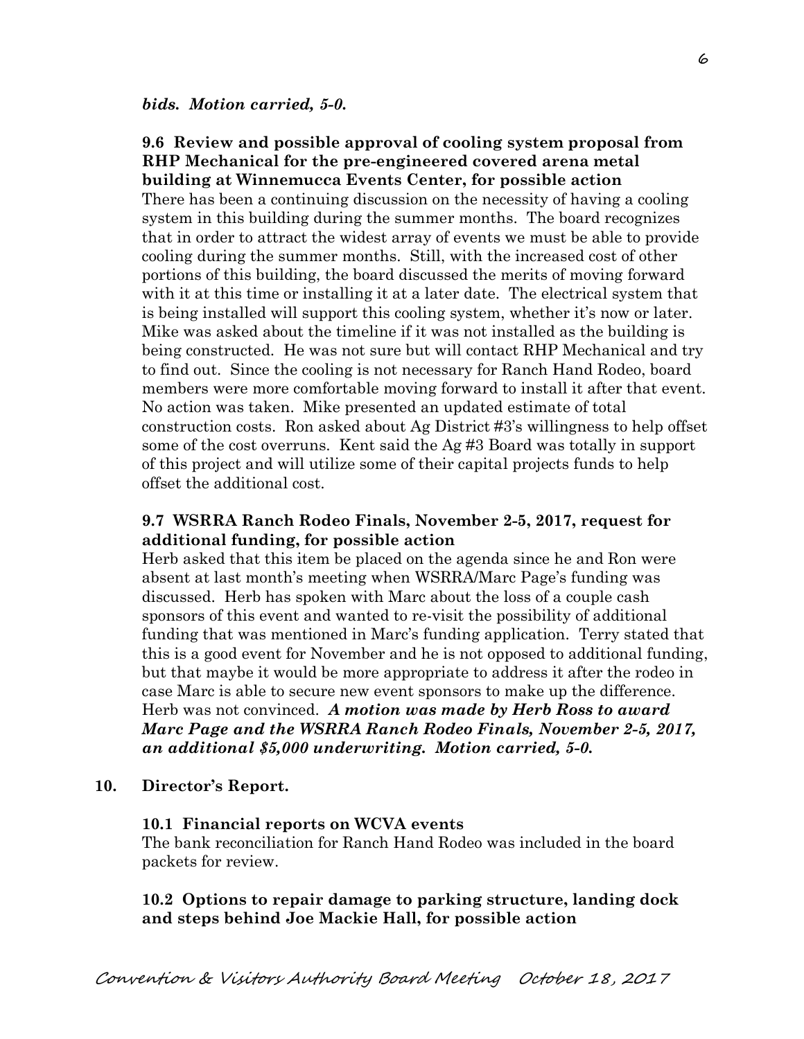***bids. Motion carried, 5-0.***

**9.6 Review and possible approval of cooling system proposal from RHP Mechanical for the pre-engineered covered arena metal building at Winnemucca Events Center, for possible action**

There has been a continuing discussion on the necessity of having a cooling system in this building during the summer months. The board recognizes that in order to attract the widest array of events we must be able to provide cooling during the summer months. Still, with the increased cost of other portions of this building, the board discussed the merits of moving forward with it at this time or installing it at a later date. The electrical system that is being installed will support this cooling system, whether it's now or later. Mike was asked about the timeline if it was not installed as the building is being constructed. He was not sure but will contact RHP Mechanical and try to find out. Since the cooling is not necessary for Ranch Hand Rodeo, board members were more comfortable moving forward to install it after that event. No action was taken. Mike presented an updated estimate of total construction costs. Ron asked about Ag District #3's willingness to help offset some of the cost overruns. Kent said the Ag #3 Board was totally in support of this project and will utilize some of their capital projects funds to help offset the additional cost.

**9.7 WSRRA Ranch Rodeo Finals, November 2-5, 2017, request for additional funding, for possible action**

Herb asked that this item be placed on the agenda since he and Ron were absent at last month's meeting when WSRRA/Marc Page's funding was discussed. Herb has spoken with Marc about the loss of a couple cash sponsors of this event and wanted to re-visit the possibility of additional funding that was mentioned in Marc's funding application. Terry stated that this is a good event for November and he is not opposed to additional funding, but that maybe it would be more appropriate to address it after the rodeo in case Marc is able to secure new event sponsors to make up the difference. Herb was not convinced. ***A motion was made by Herb Ross to award Marc Page and the WSRRA Ranch Rodeo Finals, November 2-5, 2017, an additional $5,000 underwriting. Motion carried, 5-0.***

**10. Director's Report.**

**10.1 Financial reports on WCVA events**

The bank reconciliation for Ranch Hand Rodeo was included in the board packets for review.

**10.2 Options to repair damage to parking structure, landing dock and steps behind Joe Mackie Hall, for possible action**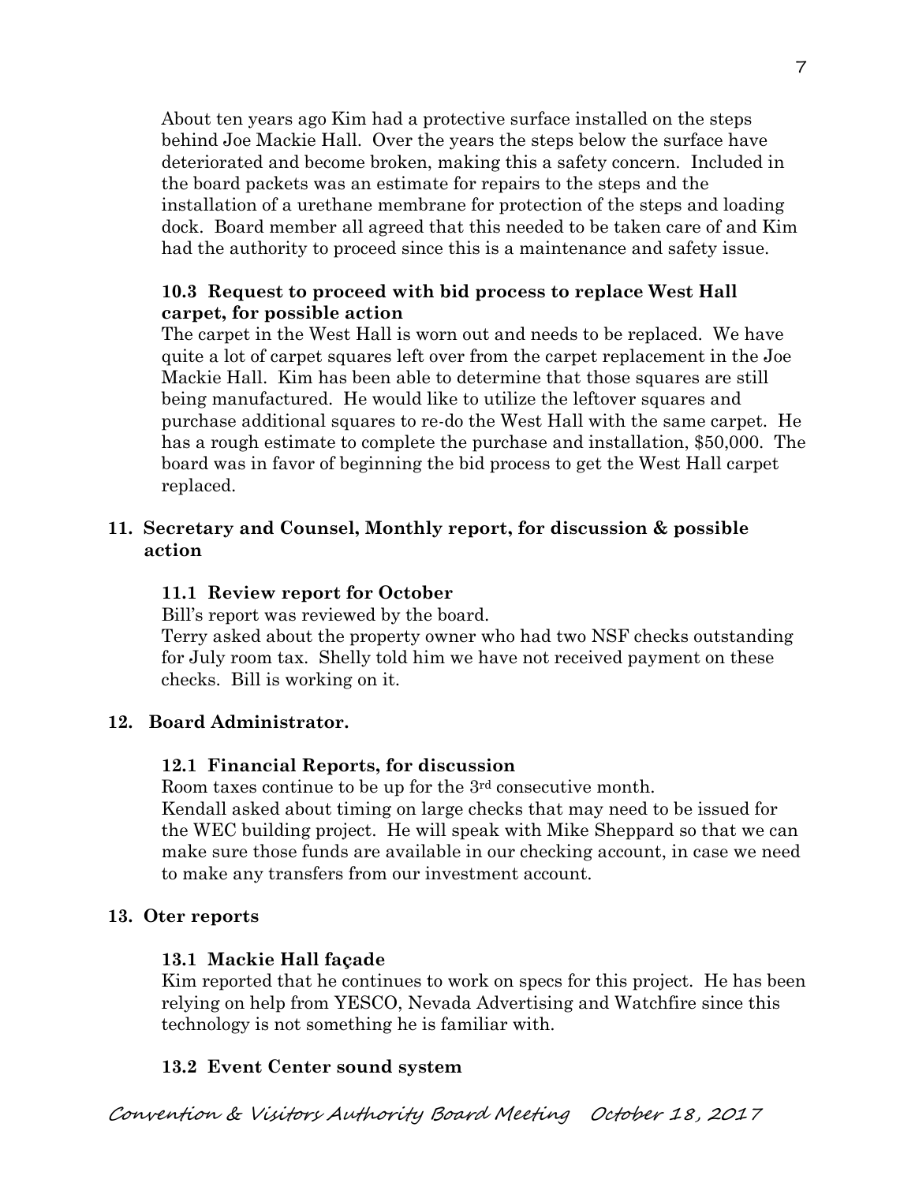About ten years ago Kim had a protective surface installed on the steps behind Joe Mackie Hall. Over the years the steps below the surface have deteriorated and become broken, making this a safety concern. Included in the board packets was an estimate for repairs to the steps and the installation of a urethane membrane for protection of the steps and loading dock. Board member all agreed that this needed to be taken care of and Kim had the authority to proceed since this is a maintenance and safety issue.

### 10.3 Request to proceed with bid process to replace West Hall carpet, for possible action

The carpet in the West Hall is worn out and needs to be replaced. We have quite a lot of carpet squares left over from the carpet replacement in the Joe Mackie Hall. Kim has been able to determine that those squares are still being manufactured. He would like to utilize the leftover squares and purchase additional squares to re-do the West Hall with the same carpet. He has a rough estimate to complete the purchase and installation, $50,000. The board was in favor of beginning the bid process to get the West Hall carpet replaced.

## 11. Secretary and Counsel, Monthly report, for discussion & possible action

### 11.1 Review report for October

Bill's report was reviewed by the board.
Terry asked about the property owner who had two NSF checks outstanding for July room tax. Shelly told him we have not received payment on these checks. Bill is working on it.

## 12. Board Administrator.

### 12.1 Financial Reports, for discussion

Room taxes continue to be up for the 3rd consecutive month.
Kendall asked about timing on large checks that may need to be issued for the WEC building project. He will speak with Mike Sheppard so that we can make sure those funds are available in our checking account, in case we need to make any transfers from our investment account.

## 13. Oter reports

### 13.1 Mackie Hall façade

Kim reported that he continues to work on specs for this project. He has been relying on help from YESCO, Nevada Advertising and Watchfire since this technology is not something he is familiar with.

### 13.2 Event Center sound system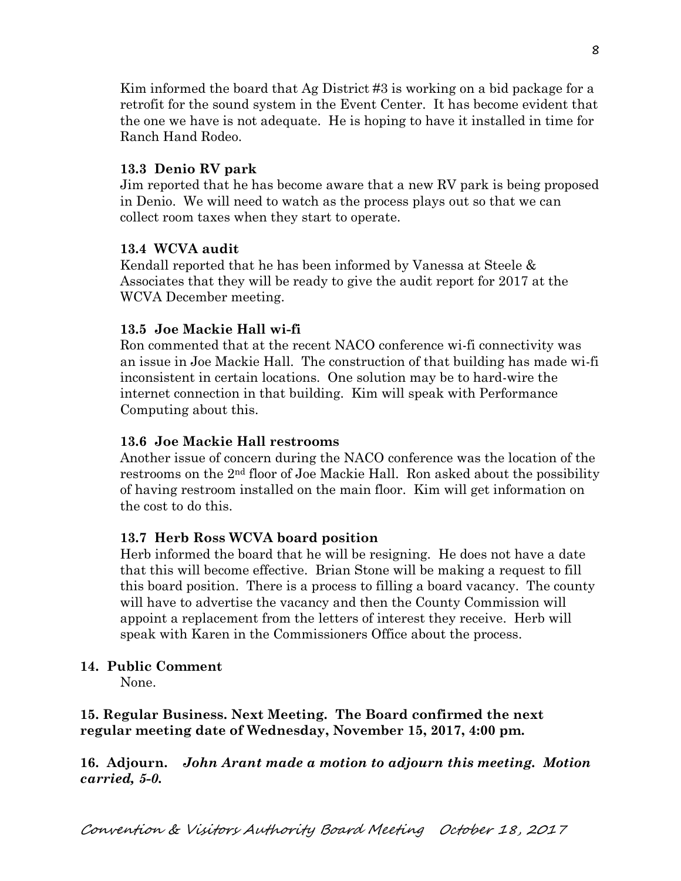Kim informed the board that Ag District #3 is working on a bid package for a retrofit for the sound system in the Event Center. It has become evident that the one we have is not adequate. He is hoping to have it installed in time for Ranch Hand Rodeo.

**13.3 Denio RV park**

Jim reported that he has become aware that a new RV park is being proposed in Denio. We will need to watch as the process plays out so that we can collect room taxes when they start to operate.

**13.4 WCVA audit**

Kendall reported that he has been informed by Vanessa at Steele & Associates that they will be ready to give the audit report for 2017 at the WCVA December meeting.

**13.5 Joe Mackie Hall wi-fi**

Ron commented that at the recent NACO conference wi-fi connectivity was an issue in Joe Mackie Hall. The construction of that building has made wi-fi inconsistent in certain locations. One solution may be to hard-wire the internet connection in that building. Kim will speak with Performance Computing about this.

**13.6 Joe Mackie Hall restrooms**

Another issue of concern during the NACO conference was the location of the restrooms on the 2nd floor of Joe Mackie Hall. Ron asked about the possibility of having restroom installed on the main floor. Kim will get information on the cost to do this.

**13.7 Herb Ross WCVA board position**

Herb informed the board that he will be resigning. He does not have a date that this will become effective. Brian Stone will be making a request to fill this board position. There is a process to filling a board vacancy. The county will have to advertise the vacancy and then the County Commission will appoint a replacement from the letters of interest they receive. Herb will speak with Karen in the Commissioners Office about the process.

**14. Public Comment**

None.

**15. Regular Business. Next Meeting. The Board confirmed the next regular meeting date of Wednesday, November 15, 2017, 4:00 pm.**

**16. Adjourn.** ***John Arant made a motion to adjourn this meeting. Motion carried, 5-0.***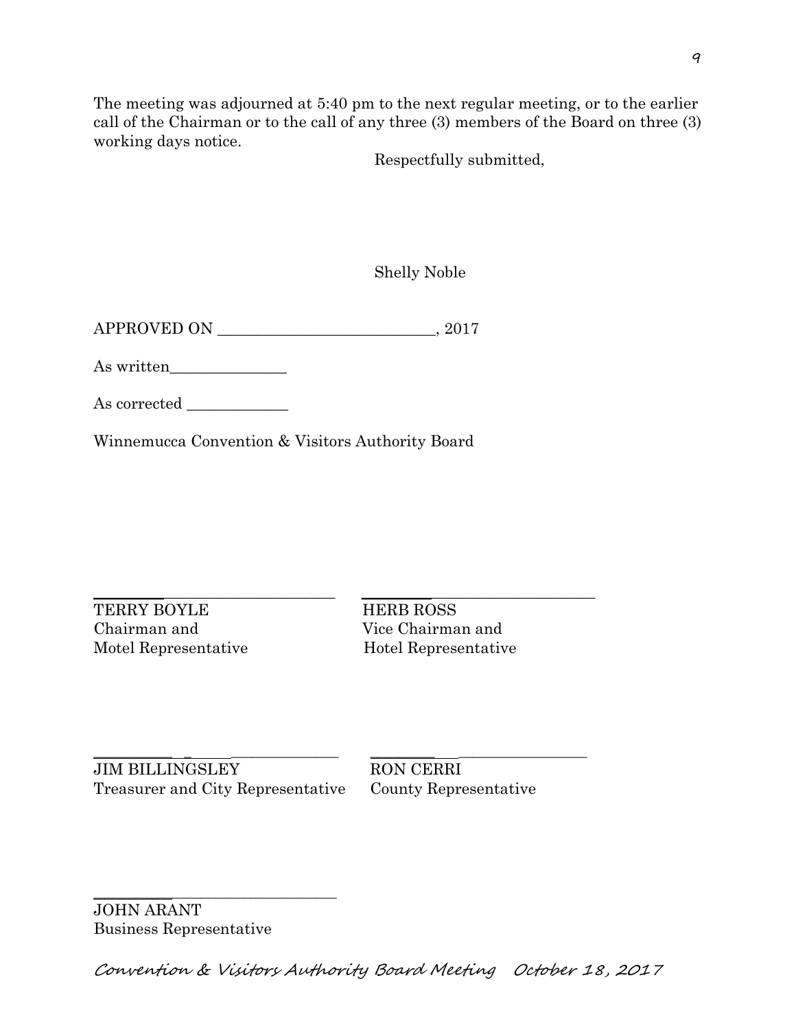The meeting was adjourned at 5:40 pm to the next regular meeting, or to the earlier call of the Chairman or to the call of any three (3) members of the Board on three (3) working days notice.

Respectfully submitted,

Shelly Noble

APPROVED ON ____________________________, 2017

As written_______________

As corrected _____________

Winnemucca Convention & Visitors Authority Board

_______________________________
TERRY BOYLE
Chairman and
Motel Representative

_______________________________
HERB ROSS
Vice Chairman and
Hotel Representative

_______________________________
JIM BILLINGSLEY
Treasurer and City Representative

_______________________________
RON CERRI
County Representative

_______________________________
JOHN ARANT
Business Representative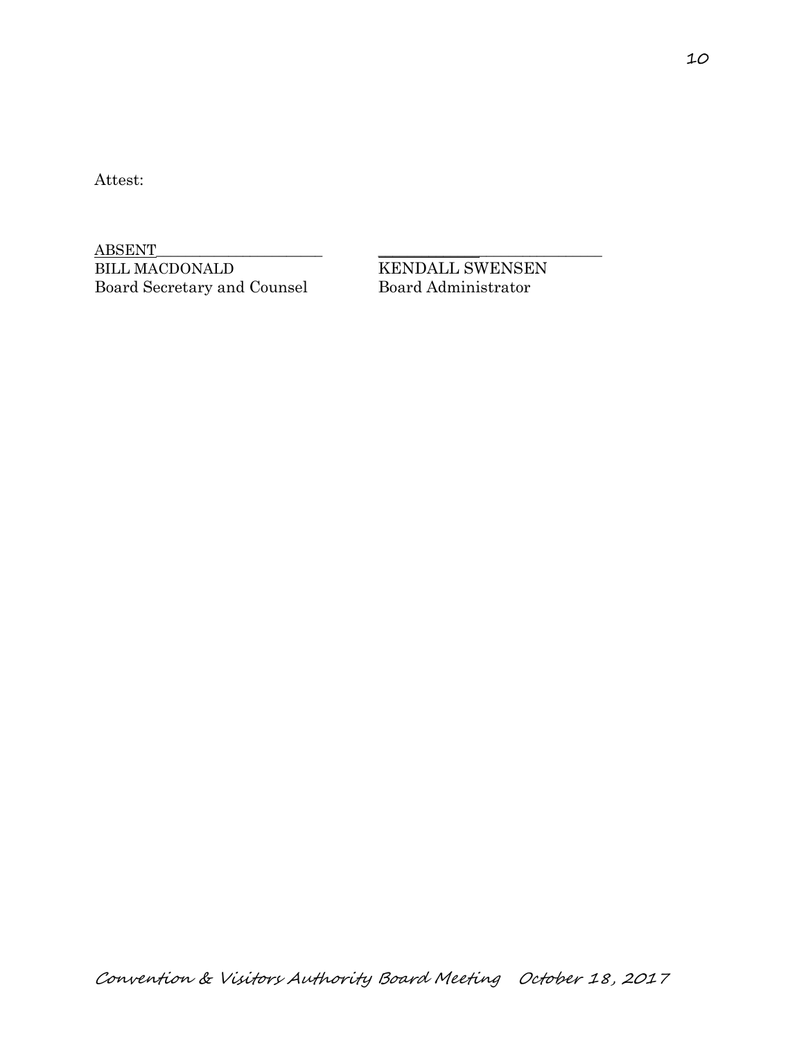Attest:

ABSENT______________________
BILL MACDONALD
Board Secretary and Counsel

______________________________
KENDALL SWENSEN
Board Administrator